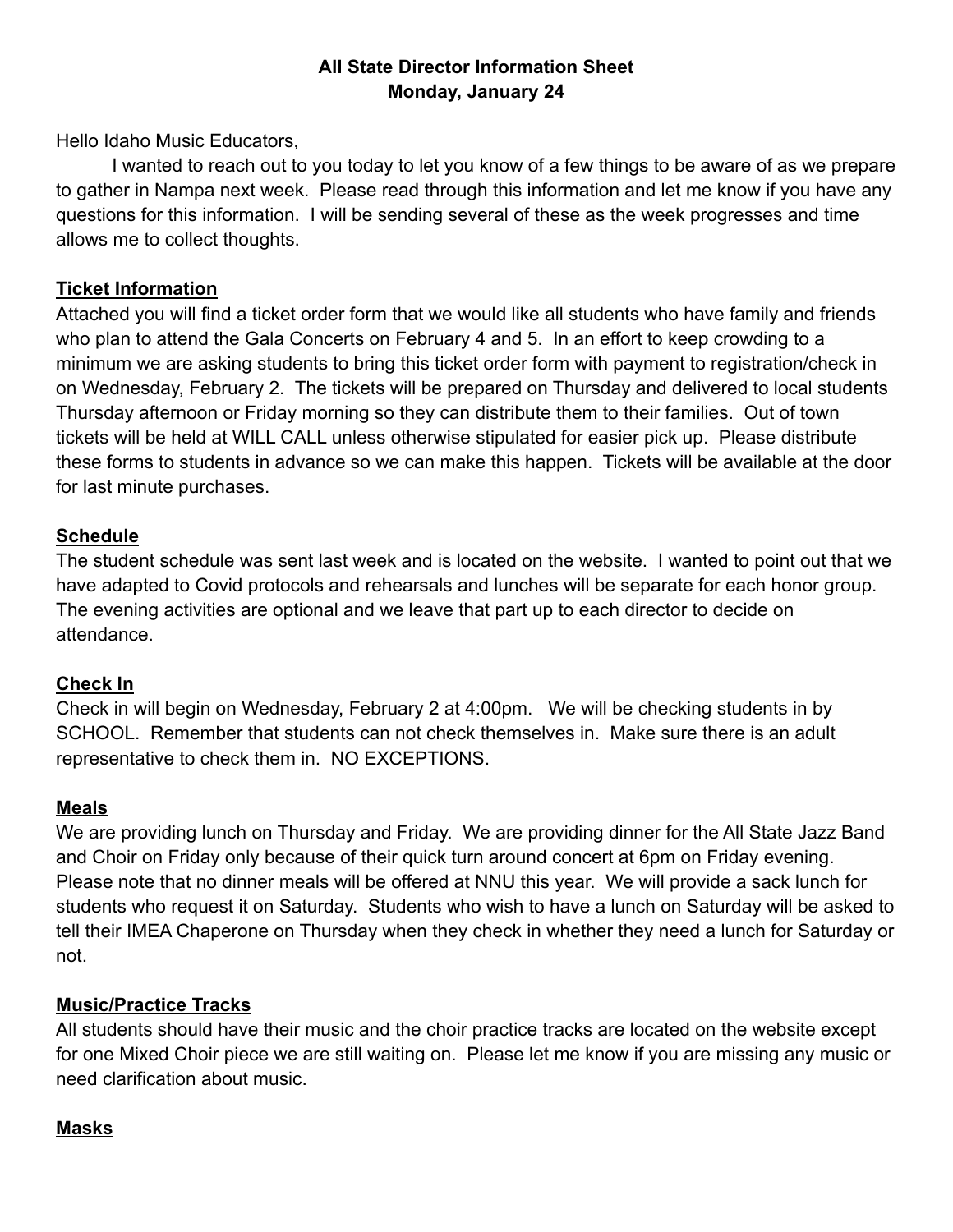**All State Director Information Sheet**
**Monday, January 24**

Hello Idaho Music Educators,

I wanted to reach out to you today to let you know of a few things to be aware of as we prepare to gather in Nampa next week. Please read through this information and let me know if you have any questions for this information. I will be sending several of these as the week progresses and time allows me to collect thoughts.

## Ticket Information

Attached you will find a ticket order form that we would like all students who have family and friends who plan to attend the Gala Concerts on February 4 and 5. In an effort to keep crowding to a minimum we are asking students to bring this ticket order form with payment to registration/check in on Wednesday, February 2. The tickets will be prepared on Thursday and delivered to local students Thursday afternoon or Friday morning so they can distribute them to their families. Out of town tickets will be held at WILL CALL unless otherwise stipulated for easier pick up. Please distribute these forms to students in advance so we can make this happen. Tickets will be available at the door for last minute purchases.

## Schedule

The student schedule was sent last week and is located on the website. I wanted to point out that we have adapted to Covid protocols and rehearsals and lunches will be separate for each honor group. The evening activities are optional and we leave that part up to each director to decide on attendance.

## Check In

Check in will begin on Wednesday, February 2 at 4:00pm. We will be checking students in by SCHOOL. Remember that students can not check themselves in. Make sure there is an adult representative to check them in. NO EXCEPTIONS.

## Meals

We are providing lunch on Thursday and Friday. We are providing dinner for the All State Jazz Band and Choir on Friday only because of their quick turn around concert at 6pm on Friday evening. Please note that no dinner meals will be offered at NNU this year. We will provide a sack lunch for students who request it on Saturday. Students who wish to have a lunch on Saturday will be asked to tell their IMEA Chaperone on Thursday when they check in whether they need a lunch for Saturday or not.

## Music/Practice Tracks

All students should have their music and the choir practice tracks are located on the website except for one Mixed Choir piece we are still waiting on. Please let me know if you are missing any music or need clarification about music.

## Masks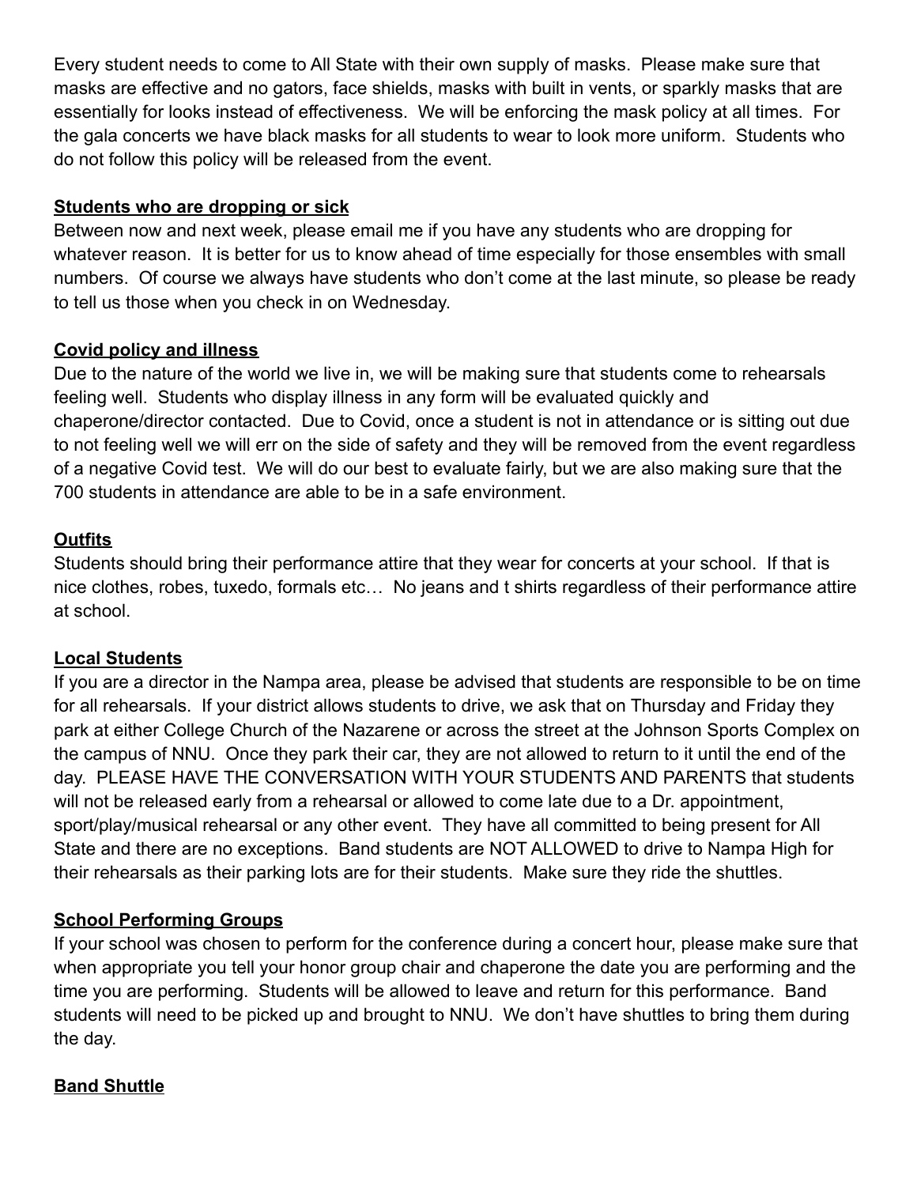Every student needs to come to All State with their own supply of masks. Please make sure that masks are effective and no gators, face shields, masks with built in vents, or sparkly masks that are essentially for looks instead of effectiveness. We will be enforcing the mask policy at all times. For the gala concerts we have black masks for all students to wear to look more uniform. Students who do not follow this policy will be released from the event.

**Students who are dropping or sick**

Between now and next week, please email me if you have any students who are dropping for whatever reason. It is better for us to know ahead of time especially for those ensembles with small numbers. Of course we always have students who don't come at the last minute, so please be ready to tell us those when you check in on Wednesday.

**Covid policy and illness**

Due to the nature of the world we live in, we will be making sure that students come to rehearsals feeling well. Students who display illness in any form will be evaluated quickly and chaperone/director contacted. Due to Covid, once a student is not in attendance or is sitting out due to not feeling well we will err on the side of safety and they will be removed from the event regardless of a negative Covid test. We will do our best to evaluate fairly, but we are also making sure that the 700 students in attendance are able to be in a safe environment.

**Outfits**

Students should bring their performance attire that they wear for concerts at your school. If that is nice clothes, robes, tuxedo, formals etc… No jeans and t shirts regardless of their performance attire at school.

**Local Students**

If you are a director in the Nampa area, please be advised that students are responsible to be on time for all rehearsals. If your district allows students to drive, we ask that on Thursday and Friday they park at either College Church of the Nazarene or across the street at the Johnson Sports Complex on the campus of NNU. Once they park their car, they are not allowed to return to it until the end of the day. PLEASE HAVE THE CONVERSATION WITH YOUR STUDENTS AND PARENTS that students will not be released early from a rehearsal or allowed to come late due to a Dr. appointment, sport/play/musical rehearsal or any other event. They have all committed to being present for All State and there are no exceptions. Band students are NOT ALLOWED to drive to Nampa High for their rehearsals as their parking lots are for their students. Make sure they ride the shuttles.

**School Performing Groups**

If your school was chosen to perform for the conference during a concert hour, please make sure that when appropriate you tell your honor group chair and chaperone the date you are performing and the time you are performing. Students will be allowed to leave and return for this performance. Band students will need to be picked up and brought to NNU. We don't have shuttles to bring them during the day.

**Band Shuttle**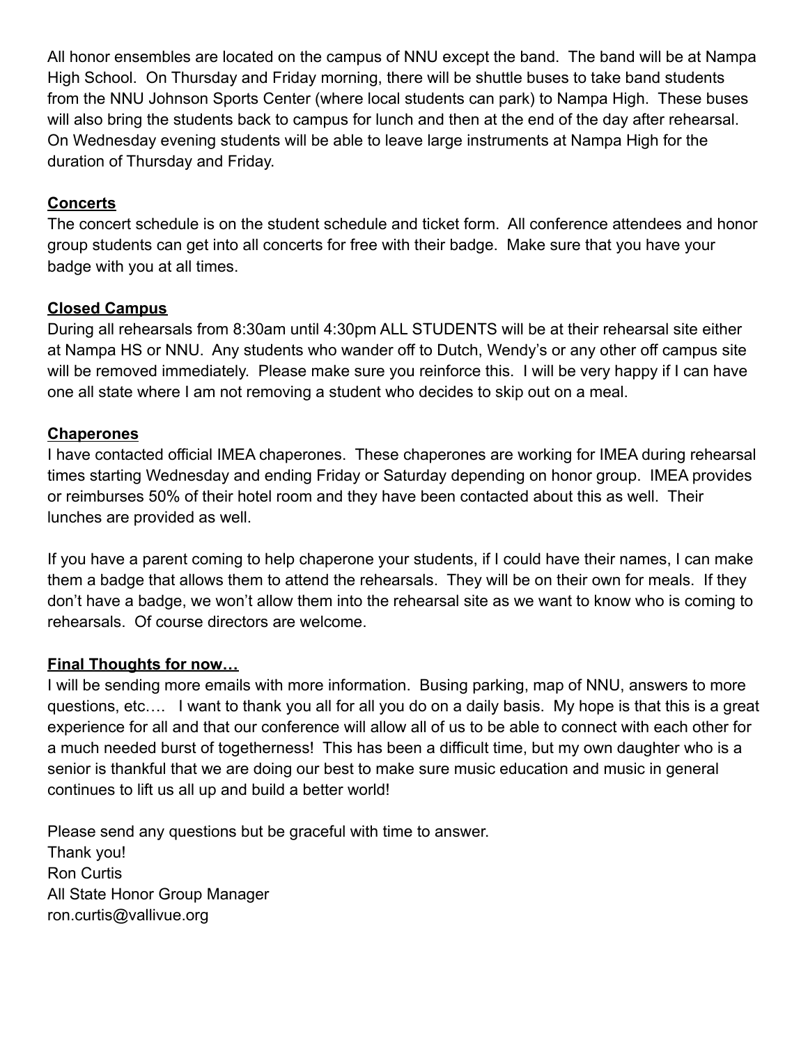All honor ensembles are located on the campus of NNU except the band. The band will be at Nampa High School. On Thursday and Friday morning, there will be shuttle buses to take band students from the NNU Johnson Sports Center (where local students can park) to Nampa High. These buses will also bring the students back to campus for lunch and then at the end of the day after rehearsal. On Wednesday evening students will be able to leave large instruments at Nampa High for the duration of Thursday and Friday.

**Concerts**

The concert schedule is on the student schedule and ticket form. All conference attendees and honor group students can get into all concerts for free with their badge. Make sure that you have your badge with you at all times.

**Closed Campus**

During all rehearsals from 8:30am until 4:30pm ALL STUDENTS will be at their rehearsal site either at Nampa HS or NNU. Any students who wander off to Dutch, Wendy's or any other off campus site will be removed immediately. Please make sure you reinforce this. I will be very happy if I can have one all state where I am not removing a student who decides to skip out on a meal.

**Chaperones**

I have contacted official IMEA chaperones. These chaperones are working for IMEA during rehearsal times starting Wednesday and ending Friday or Saturday depending on honor group. IMEA provides or reimburses 50% of their hotel room and they have been contacted about this as well. Their lunches are provided as well.

If you have a parent coming to help chaperone your students, if I could have their names, I can make them a badge that allows them to attend the rehearsals. They will be on their own for meals. If they don't have a badge, we won't allow them into the rehearsal site as we want to know who is coming to rehearsals. Of course directors are welcome.

**Final Thoughts for now…**

I will be sending more emails with more information. Busing parking, map of NNU, answers to more questions, etc…. I want to thank you all for all you do on a daily basis. My hope is that this is a great experience for all and that our conference will allow all of us to be able to connect with each other for a much needed burst of togetherness! This has been a difficult time, but my own daughter who is a senior is thankful that we are doing our best to make sure music education and music in general continues to lift us all up and build a better world!

Please send any questions but be graceful with time to answer.
Thank you!
Ron Curtis
All State Honor Group Manager
ron.curtis@vallivue.org